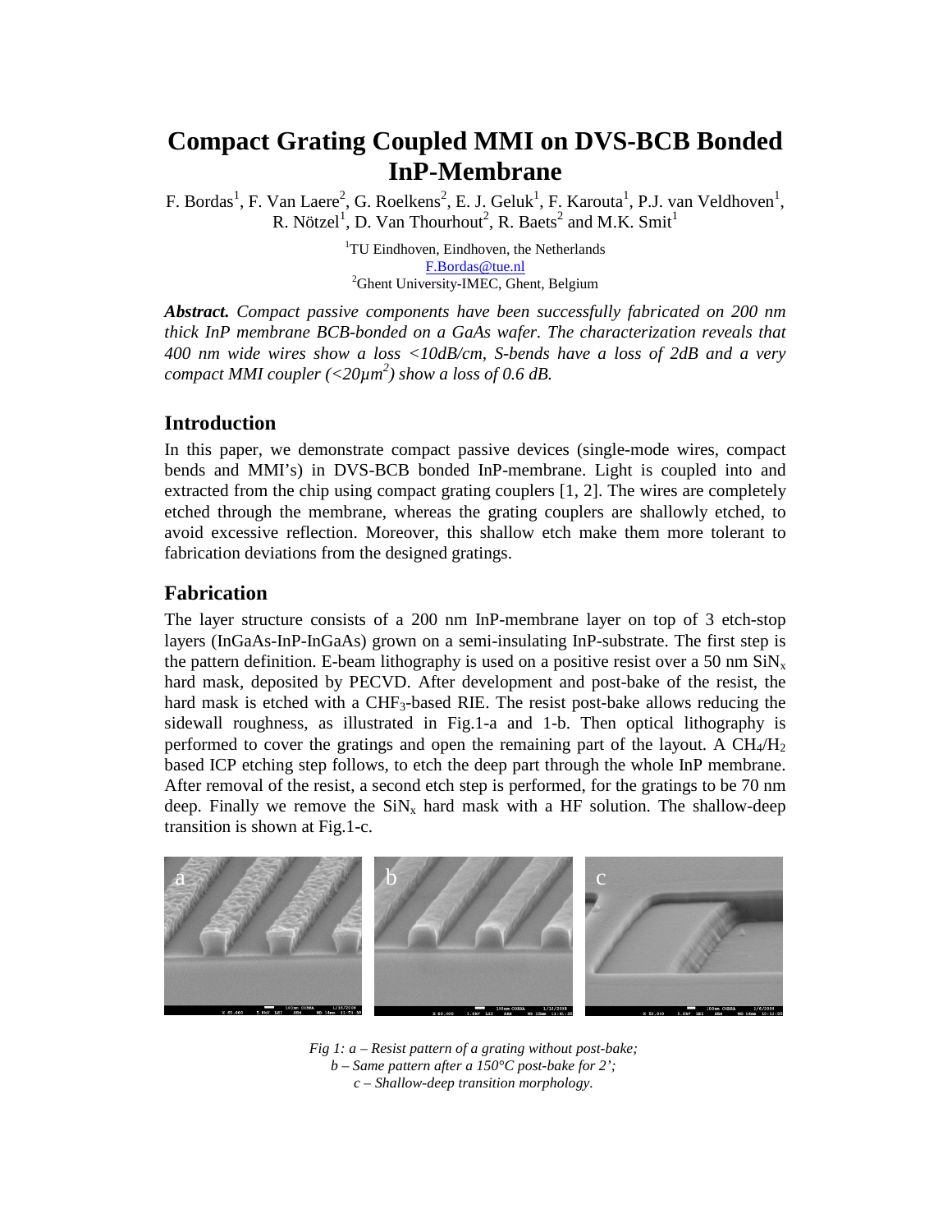# Compact Grating Coupled MMI on DVS-BCB Bonded InP-Membrane

F. Bordas[1], F. Van Laere[2], G. Roelkens[2], E. J. Geluk[1], F. Karouta[1], P.J. van Veldhoven[1], R. Nötzel[1], D. Van Thourhout[2], R. Baets[2] and M.K. Smit[1]

[1]TU Eindhoven, Eindhoven, the Netherlands
F.Bordas@tue.nl
[2]Ghent University-IMEC, Ghent, Belgium

***Abstract.*** *Compact passive components have been successfully fabricated on 200 nm thick InP membrane BCB-bonded on a GaAs wafer. The characterization reveals that 400 nm wide wires show a loss <10dB/cm, S-bends have a loss of 2dB and a very compact MMI coupler (<20μm²) show a loss of 0.6 dB.*

## Introduction

In this paper, we demonstrate compact passive devices (single-mode wires, compact bends and MMI's) in DVS-BCB bonded InP-membrane. Light is coupled into and extracted from the chip using compact grating couplers [1, 2]. The wires are completely etched through the membrane, whereas the grating couplers are shallowly etched, to avoid excessive reflection. Moreover, this shallow etch make them more tolerant to fabrication deviations from the designed gratings.

## Fabrication

The layer structure consists of a 200 nm InP-membrane layer on top of 3 etch-stop layers (InGaAs-InP-InGaAs) grown on a semi-insulating InP-substrate. The first step is the pattern definition. E-beam lithography is used on a positive resist over a 50 nm $SiN_x$ hard mask, deposited by PECVD. After development and post-bake of the resist, the hard mask is etched with a $CHF_3$-based RIE. The resist post-bake allows reducing the sidewall roughness, as illustrated in Fig.1-a and 1-b. Then optical lithography is performed to cover the gratings and open the remaining part of the layout. A $CH_4/H_2$ based ICP etching step follows, to etch the deep part through the whole InP membrane. After removal of the resist, a second etch step is performed, for the gratings to be 70 nm deep. Finally we remove the $SiN_x$ hard mask with a HF solution. The shallow-deep transition is shown at Fig.1-c.

*Fig 1: a – Resist pattern of a grating without post-bake;*
*b – Same pattern after a 150°C post-bake for 2';*
*c – Shallow-deep transition morphology.*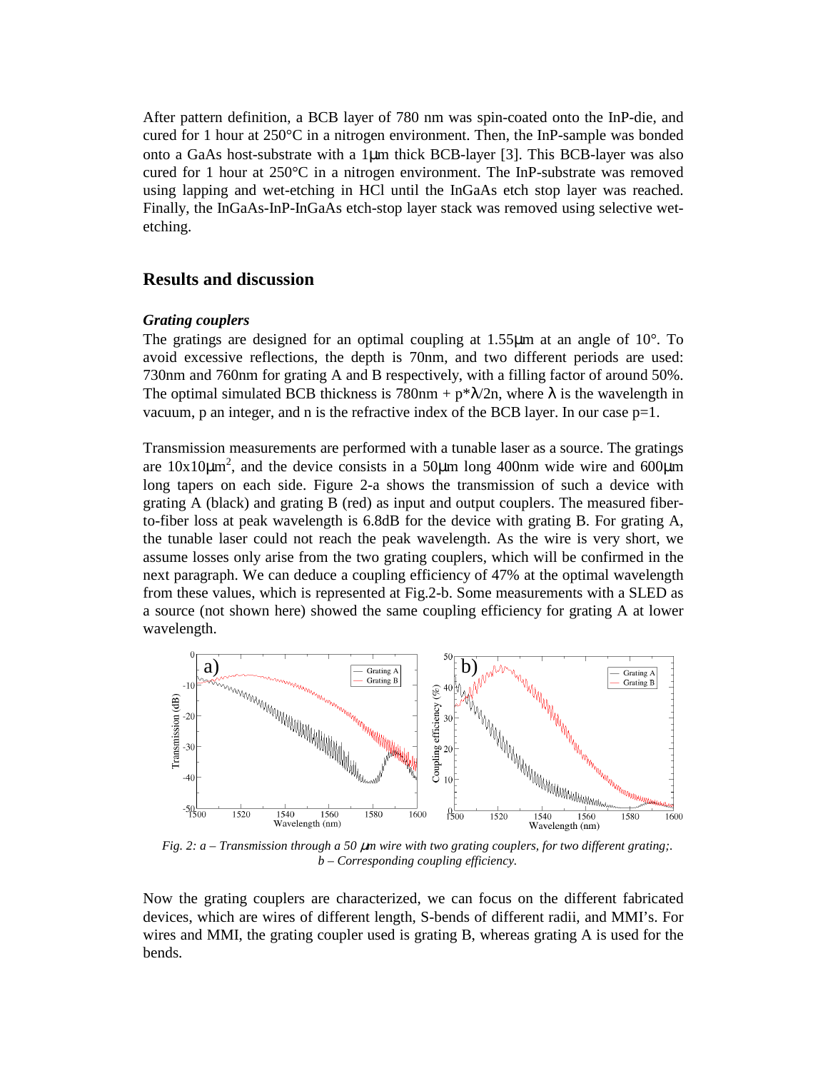After pattern definition, a BCB layer of 780 nm was spin-coated onto the InP-die, and cured for 1 hour at 250°C in a nitrogen environment. Then, the InP-sample was bonded onto a GaAs host-substrate with a 1μm thick BCB-layer [3]. This BCB-layer was also cured for 1 hour at 250°C in a nitrogen environment. The InP-substrate was removed using lapping and wet-etching in HCl until the InGaAs etch stop layer was reached. Finally, the InGaAs-InP-InGaAs etch-stop layer stack was removed using selective wet-etching.

## Results and discussion

### *Grating couplers*

The gratings are designed for an optimal coupling at 1.55μm at an angle of 10°. To avoid excessive reflections, the depth is 70nm, and two different periods are used: 730nm and 760nm for grating A and B respectively, with a filling factor of around 50%. The optimal simulated BCB thickness is 780nm + $p*\lambda/2n$, where $\lambda$ is the wavelength in vacuum, p an integer, and n is the refractive index of the BCB layer. In our case p=1.

Transmission measurements are performed with a tunable laser as a source. The gratings are 10x10μm$^2$, and the device consists in a 50μm long 400nm wide wire and 600μm long tapers on each side. Figure 2-a shows the transmission of such a device with grating A (black) and grating B (red) as input and output couplers. The measured fiber-to-fiber loss at peak wavelength is 6.8dB for the device with grating B. For grating A, the tunable laser could not reach the peak wavelength. As the wire is very short, we assume losses only arise from the two grating couplers, which will be confirmed in the next paragraph. We can deduce a coupling efficiency of 47% at the optimal wavelength from these values, which is represented at Fig.2-b. Some measurements with a SLED as a source (not shown here) showed the same coupling efficiency for grating A at lower wavelength.

*Fig. 2: a – Transmission through a 50 μm wire with two grating couplers, for two different grating;. b – Corresponding coupling efficiency.*

Now the grating couplers are characterized, we can focus on the different fabricated devices, which are wires of different length, S-bends of different radii, and MMI's. For wires and MMI, the grating coupler used is grating B, whereas grating A is used for the bends.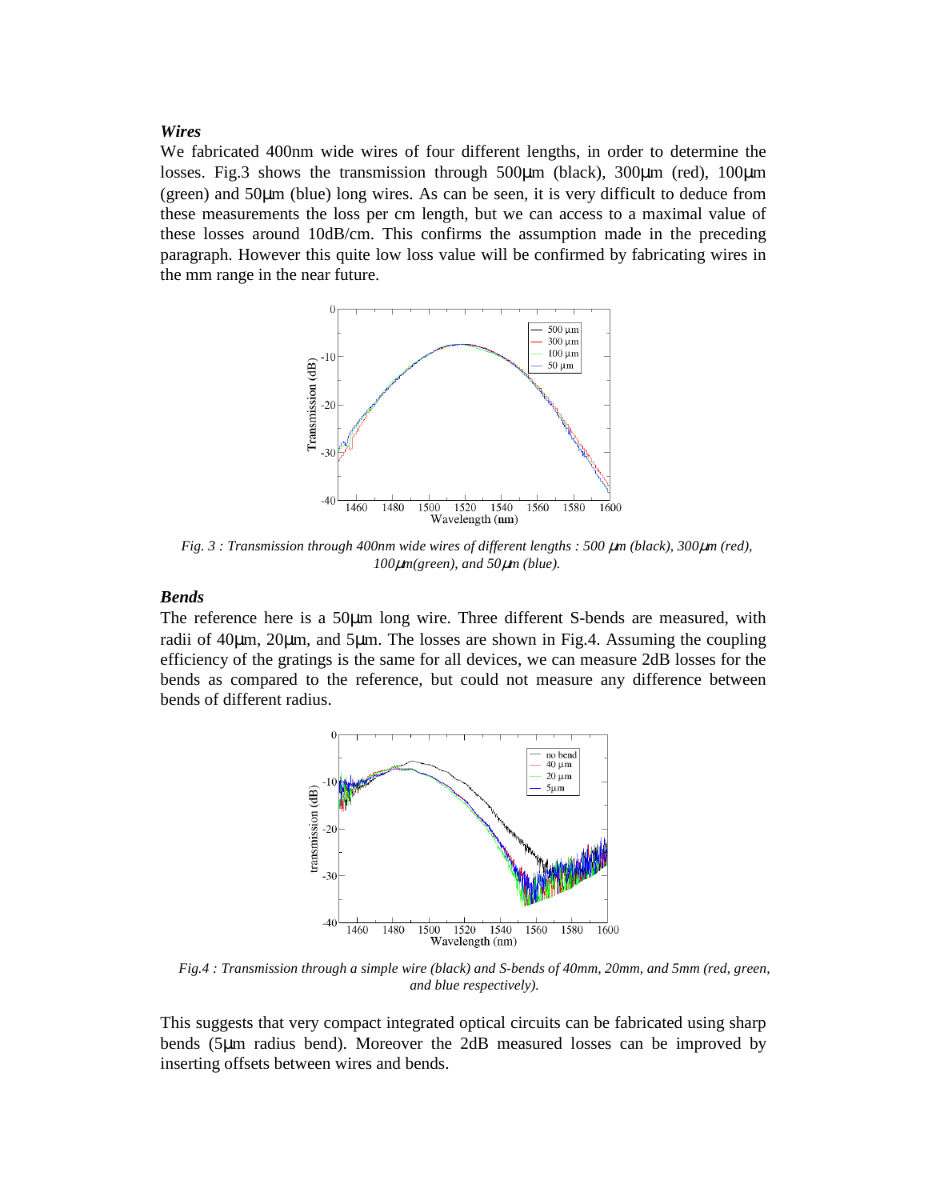***Wires***

We fabricated 400nm wide wires of four different lengths, in order to determine the losses. Fig.3 shows the transmission through 500μm (black), 300μm (red), 100μm (green) and 50μm (blue) long wires. As can be seen, it is very difficult to deduce from these measurements the loss per cm length, but we can access to a maximal value of these losses around 10dB/cm. This confirms the assumption made in the preceding paragraph. However this quite low loss value will be confirmed by fabricating wires in the mm range in the near future.

*Fig. 3 : Transmission through 400nm wide wires of different lengths : 500 μm (black), 300μm (red), 100μm(green), and 50μm (blue).*

***Bends***

The reference here is a 50μm long wire. Three different S-bends are measured, with radii of 40μm, 20μm, and 5μm. The losses are shown in Fig.4. Assuming the coupling efficiency of the gratings is the same for all devices, we can measure 2dB losses for the bends as compared to the reference, but could not measure any difference between bends of different radius.

*Fig.4 : Transmission through a simple wire (black) and S-bends of 40mm, 20mm, and 5mm (red, green, and blue respectively).*

This suggests that very compact integrated optical circuits can be fabricated using sharp bends (5μm radius bend). Moreover the 2dB measured losses can be improved by inserting offsets between wires and bends.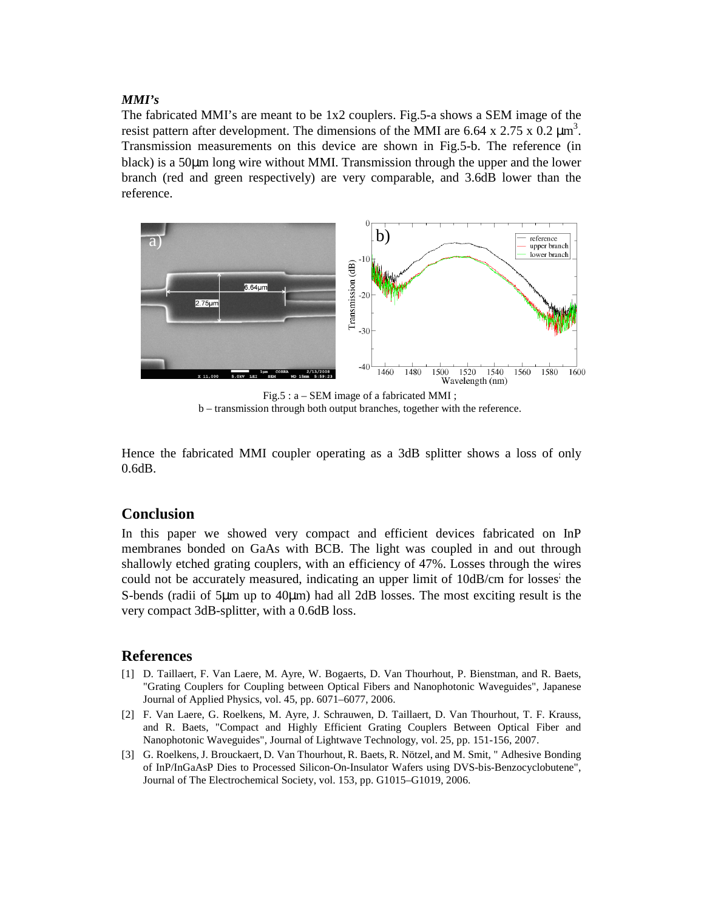### *MMI's*

The fabricated MMI's are meant to be 1x2 couplers. Fig.5-a shows a SEM image of the resist pattern after development. The dimensions of the MMI are 6.64 x 2.75 x 0.2 $\mu m^3$. Transmission measurements on this device are shown in Fig.5-b. The reference (in black) is a 50µm long wire without MMI. Transmission through the upper and the lower branch (red and green respectively) are very comparable, and 3.6dB lower than the reference.

a)
6.64µm
2.75µm
X 11,000 5.0kV LEI SEM WD 15mm 5:59:23
1µm COBRA 2/13/2008

b)
reference
upper branch
lower branch
Transmission (dB)
0
-10
-20
-30
-40
1460 1480 1500 1520 1540 1560 1580 1600
Wavelength (nm)

Fig.5 : a – SEM image of a fabricated MMI ;
b – transmission through both output branches, together with the reference.

Hence the fabricated MMI coupler operating as a 3dB splitter shows a loss of only 0.6dB.

## Conclusion

In this paper we showed very compact and efficient devices fabricated on InP membranes bonded on GaAs with BCB. The light was coupled in and out through shallowly etched grating couplers, with an efficiency of 47%. Losses through the wires could not be accurately measured, indicating an upper limit of 10dB/cm for losses; the S-bends (radii of 5µm up to 40µm) had all 2dB losses. The most exciting result is the very compact 3dB-splitter, with a 0.6dB loss.

## References

[1] D. Taillaert, F. Van Laere, M. Ayre, W. Bogaerts, D. Van Thourhout, P. Bienstman, and R. Baets, "Grating Couplers for Coupling between Optical Fibers and Nanophotonic Waveguides", Japanese Journal of Applied Physics, vol. 45, pp. 6071–6077, 2006.

[2] F. Van Laere, G. Roelkens, M. Ayre, J. Schrauwen, D. Taillaert, D. Van Thourhout, T. F. Krauss, and R. Baets, "Compact and Highly Efficient Grating Couplers Between Optical Fiber and Nanophotonic Waveguides", Journal of Lightwave Technology, vol. 25, pp. 151-156, 2007.

[3] G. Roelkens, J. Brouckaert, D. Van Thourhout, R. Baets, R. Nötzel, and M. Smit, " Adhesive Bonding of InP/InGaAsP Dies to Processed Silicon-On-Insulator Wafers using DVS-bis-Benzocyclobutene", Journal of The Electrochemical Society, vol. 153, pp. G1015–G1019, 2006.